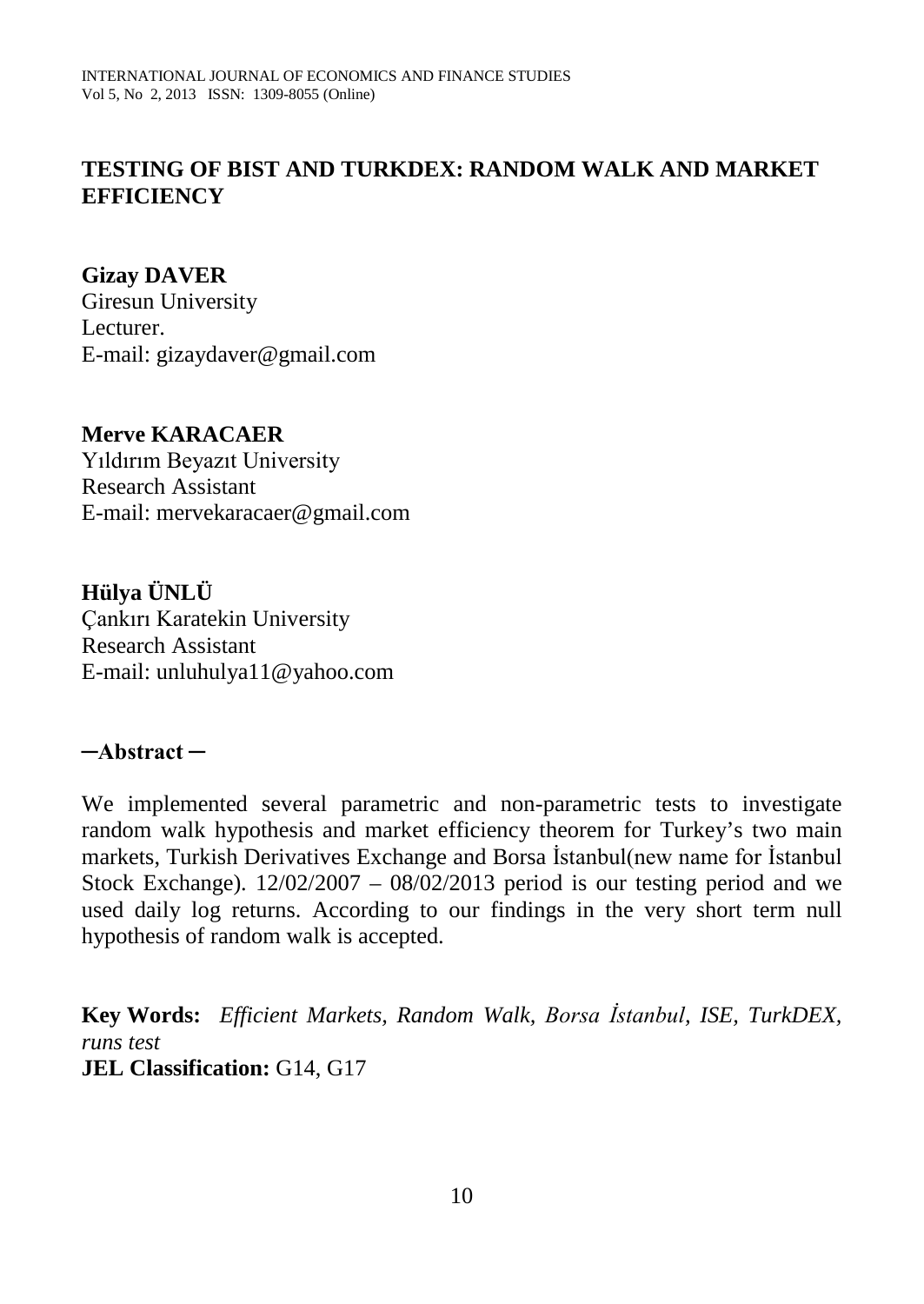# TESTING OF BIST AND TURKDEX: RANDOM WALK AND MARKET EFFICIENCY

**Gizay DAVER**
Giresun University
Lecturer.
E-mail: gizaydaver@gmail.com

**Merve KARACAER**
Yıldırım Beyazıt University
Research Assistant
E-mail: mervekaracaer@gmail.com

**Hülya ÜNLÜ**
Çankırı Karatekin University
Research Assistant
E-mail: unluhulya11@yahoo.com

**─Abstract ─**

We implemented several parametric and non-parametric tests to investigate random walk hypothesis and market efficiency theorem for Turkey's two main markets, Turkish Derivatives Exchange and Borsa İstanbul(new name for İstanbul Stock Exchange). 12/02/2007 – 08/02/2013 period is our testing period and we used daily log returns. According to our findings in the very short term null hypothesis of random walk is accepted.

**Key Words:** *Efficient Markets, Random Walk, Borsa İstanbul, ISE, TurkDEX, runs test*
**JEL Classification:** G14, G17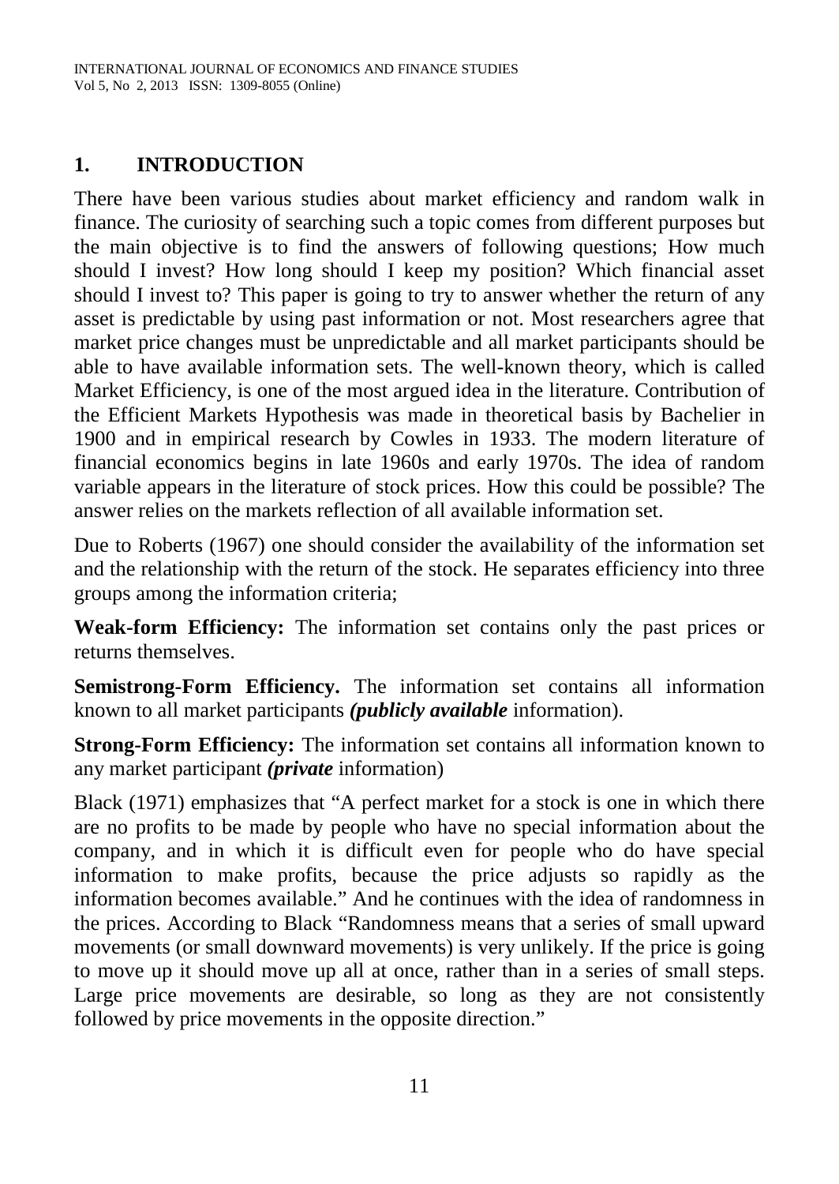## 1. INTRODUCTION

There have been various studies about market efficiency and random walk in finance. The curiosity of searching such a topic comes from different purposes but the main objective is to find the answers of following questions; How much should I invest? How long should I keep my position? Which financial asset should I invest to? This paper is going to try to answer whether the return of any asset is predictable by using past information or not. Most researchers agree that market price changes must be unpredictable and all market participants should be able to have available information sets. The well-known theory, which is called Market Efficiency, is one of the most argued idea in the literature. Contribution of the Efficient Markets Hypothesis was made in theoretical basis by Bachelier in 1900 and in empirical research by Cowles in 1933. The modern literature of financial economics begins in late 1960s and early 1970s. The idea of random variable appears in the literature of stock prices. How this could be possible? The answer relies on the markets reflection of all available information set.

Due to Roberts (1967) one should consider the availability of the information set and the relationship with the return of the stock. He separates efficiency into three groups among the information criteria;

**Weak-form Efficiency:** The information set contains only the past prices or returns themselves.

**Semistrong-Form Efficiency.** The information set contains all information known to all market participants ***(publicly available*** information).

**Strong-Form Efficiency:** The information set contains all information known to any market participant ***(private*** information)

Black (1971) emphasizes that "A perfect market for a stock is one in which there are no profits to be made by people who have no special information about the company, and in which it is difficult even for people who do have special information to make profits, because the price adjusts so rapidly as the information becomes available." And he continues with the idea of randomness in the prices. According to Black "Randomness means that a series of small upward movements (or small downward movements) is very unlikely. If the price is going to move up it should move up all at once, rather than in a series of small steps. Large price movements are desirable, so long as they are not consistently followed by price movements in the opposite direction."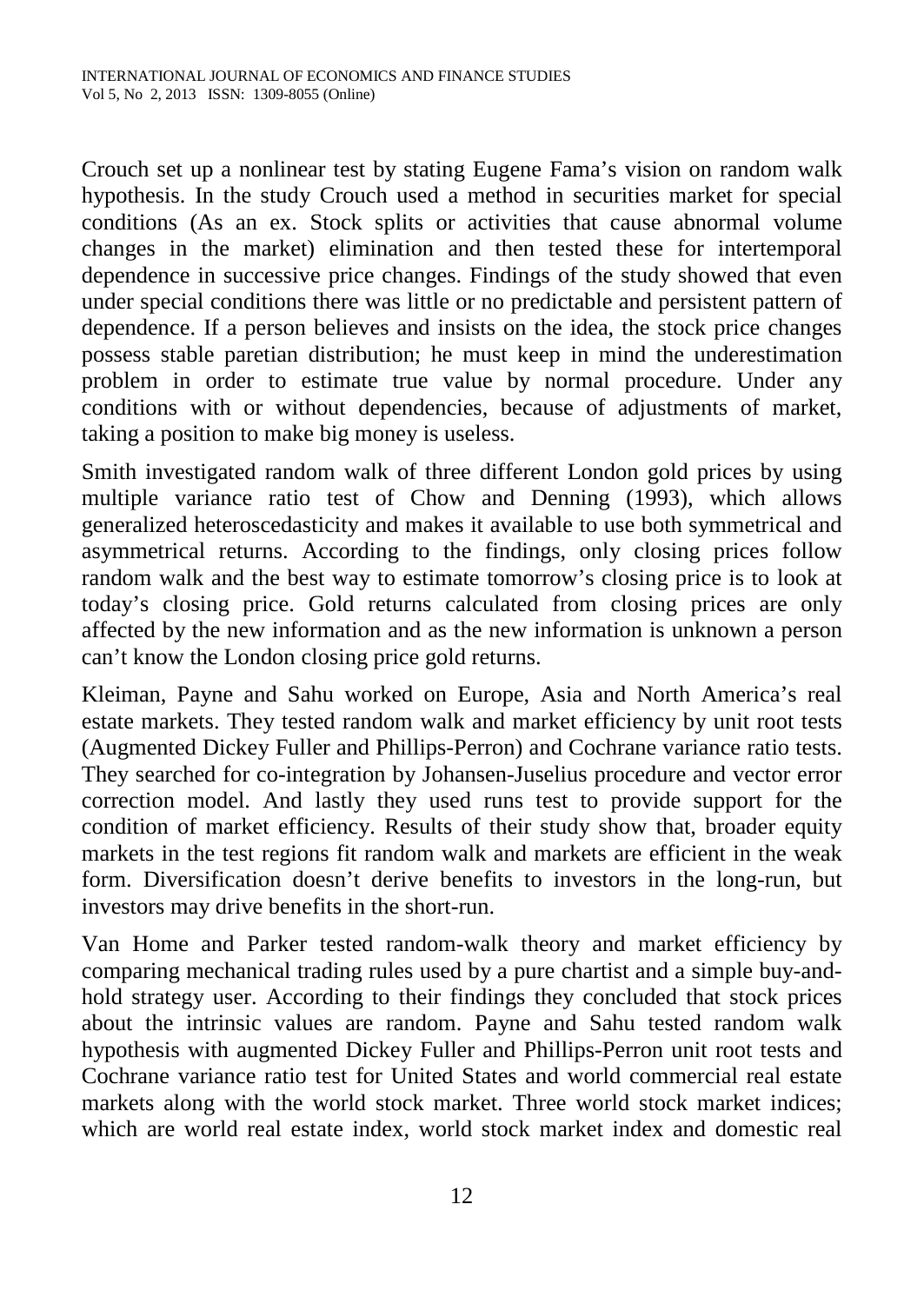Crouch set up a nonlinear test by stating Eugene Fama's vision on random walk hypothesis. In the study Crouch used a method in securities market for special conditions (As an ex. Stock splits or activities that cause abnormal volume changes in the market) elimination and then tested these for intertemporal dependence in successive price changes. Findings of the study showed that even under special conditions there was little or no predictable and persistent pattern of dependence. If a person believes and insists on the idea, the stock price changes possess stable paretian distribution; he must keep in mind the underestimation problem in order to estimate true value by normal procedure. Under any conditions with or without dependencies, because of adjustments of market, taking a position to make big money is useless.

Smith investigated random walk of three different London gold prices by using multiple variance ratio test of Chow and Denning (1993), which allows generalized heteroscedasticity and makes it available to use both symmetrical and asymmetrical returns. According to the findings, only closing prices follow random walk and the best way to estimate tomorrow's closing price is to look at today's closing price. Gold returns calculated from closing prices are only affected by the new information and as the new information is unknown a person can't know the London closing price gold returns.

Kleiman, Payne and Sahu worked on Europe, Asia and North America's real estate markets. They tested random walk and market efficiency by unit root tests (Augmented Dickey Fuller and Phillips-Perron) and Cochrane variance ratio tests. They searched for co-integration by Johansen-Juselius procedure and vector error correction model. And lastly they used runs test to provide support for the condition of market efficiency. Results of their study show that, broader equity markets in the test regions fit random walk and markets are efficient in the weak form. Diversification doesn't derive benefits to investors in the long-run, but investors may drive benefits in the short-run.

Van Home and Parker tested random-walk theory and market efficiency by comparing mechanical trading rules used by a pure chartist and a simple buy-and-hold strategy user. According to their findings they concluded that stock prices about the intrinsic values are random. Payne and Sahu tested random walk hypothesis with augmented Dickey Fuller and Phillips-Perron unit root tests and Cochrane variance ratio test for United States and world commercial real estate markets along with the world stock market. Three world stock market indices; which are world real estate index, world stock market index and domestic real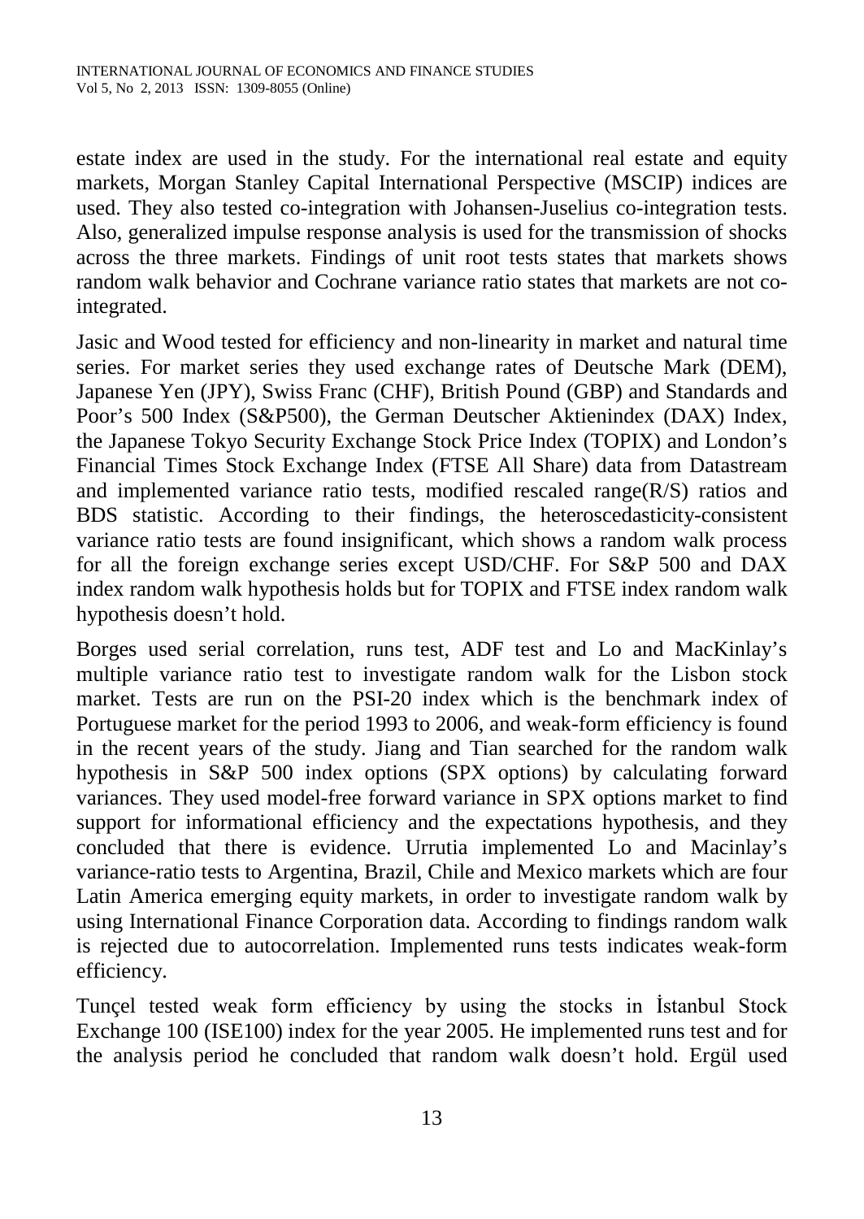estate index are used in the study. For the international real estate and equity markets, Morgan Stanley Capital International Perspective (MSCIP) indices are used. They also tested co-integration with Johansen-Juselius co-integration tests. Also, generalized impulse response analysis is used for the transmission of shocks across the three markets. Findings of unit root tests states that markets shows random walk behavior and Cochrane variance ratio states that markets are not co-integrated.

Jasic and Wood tested for efficiency and non-linearity in market and natural time series. For market series they used exchange rates of Deutsche Mark (DEM), Japanese Yen (JPY), Swiss Franc (CHF), British Pound (GBP) and Standards and Poor's 500 Index (S&P500), the German Deutscher Aktienindex (DAX) Index, the Japanese Tokyo Security Exchange Stock Price Index (TOPIX) and London's Financial Times Stock Exchange Index (FTSE All Share) data from Datastream and implemented variance ratio tests, modified rescaled range(R/S) ratios and BDS statistic. According to their findings, the heteroscedasticity-consistent variance ratio tests are found insignificant, which shows a random walk process for all the foreign exchange series except USD/CHF. For S&P 500 and DAX index random walk hypothesis holds but for TOPIX and FTSE index random walk hypothesis doesn't hold.

Borges used serial correlation, runs test, ADF test and Lo and MacKinlay's multiple variance ratio test to investigate random walk for the Lisbon stock market. Tests are run on the PSI-20 index which is the benchmark index of Portuguese market for the period 1993 to 2006, and weak-form efficiency is found in the recent years of the study. Jiang and Tian searched for the random walk hypothesis in S&P 500 index options (SPX options) by calculating forward variances. They used model-free forward variance in SPX options market to find support for informational efficiency and the expectations hypothesis, and they concluded that there is evidence. Urrutia implemented Lo and Macinlay's variance-ratio tests to Argentina, Brazil, Chile and Mexico markets which are four Latin America emerging equity markets, in order to investigate random walk by using International Finance Corporation data. According to findings random walk is rejected due to autocorrelation. Implemented runs tests indicates weak-form efficiency.

Tunçel tested weak form efficiency by using the stocks in İstanbul Stock Exchange 100 (ISE100) index for the year 2005. He implemented runs test and for the analysis period he concluded that random walk doesn't hold. Ergül used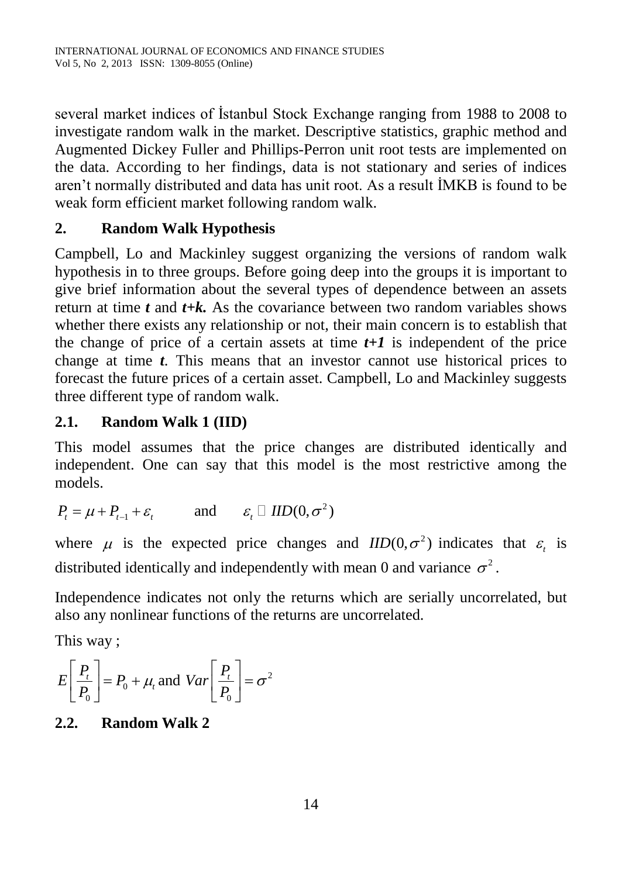several market indices of İstanbul Stock Exchange ranging from 1988 to 2008 to investigate random walk in the market. Descriptive statistics, graphic method and Augmented Dickey Fuller and Phillips-Perron unit root tests are implemented on the data. According to her findings, data is not stationary and series of indices aren't normally distributed and data has unit root. As a result İMKB is found to be weak form efficient market following random walk.

## 2. Random Walk Hypothesis

Campbell, Lo and Mackinley suggest organizing the versions of random walk hypothesis in to three groups. Before going deep into the groups it is important to give brief information about the several types of dependence between an assets return at time ***t*** and ***t+k.*** As the covariance between two random variables shows whether there exists any relationship or not, their main concern is to establish that the change of price of a certain assets at time ***t+1*** is independent of the price change at time ***t***. This means that an investor cannot use historical prices to forecast the future prices of a certain asset. Campbell, Lo and Mackinley suggests three different type of random walk.

### 2.1. Random Walk 1 (IID)

This model assumes that the price changes are distributed identically and independent. One can say that this model is the most restrictive among the models.

$$P_t = \mu + P_{t-1} + \varepsilon_t \qquad \text{and} \qquad \varepsilon_t \sim IID(0, \sigma^2)$$

where $\mu$ is the expected price changes and $IID(0, \sigma^2)$ indicates that $\varepsilon_t$ is distributed identically and independently with mean 0 and variance $\sigma^2$.

Independence indicates not only the returns which are serially uncorrelated, but also any nonlinear functions of the returns are uncorrelated.

This way ;

$$E\left[\frac{P_t}{P_0}\right] = P_0 + \mu_t \text{ and } Var\left[\frac{P_t}{P_0}\right] = \sigma^2$$

### 2.2. Random Walk 2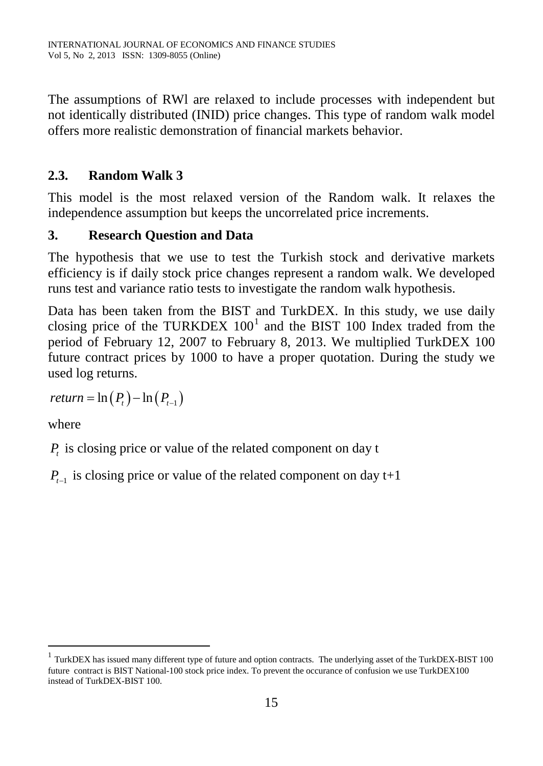The assumptions of RWl are relaxed to include processes with independent but not identically distributed (INID) price changes. This type of random walk model offers more realistic demonstration of financial markets behavior.

### 2.3. Random Walk 3

This model is the most relaxed version of the Random walk. It relaxes the independence assumption but keeps the uncorrelated price increments.

## 3. Research Question and Data

The hypothesis that we use to test the Turkish stock and derivative markets efficiency is if daily stock price changes represent a random walk. We developed runs test and variance ratio tests to investigate the random walk hypothesis.

Data has been taken from the BIST and TurkDEX. In this study, we use daily closing price of the TURKDEX 100[1] and the BIST 100 Index traded from the period of February 12, 2007 to February 8, 2013. We multiplied TurkDEX 100 future contract prices by 1000 to have a proper quotation. During the study we used log returns.

$$return = \ln\left(P_t\right) - \ln\left(P_{t-1}\right)$$

where

$P_t$ is closing price or value of the related component on day t

$P_{t-1}$ is closing price or value of the related component on day t+1

---

[1] TurkDEX has issued many different type of future and option contracts. The underlying asset of the TurkDEX-BIST 100 future contract is BIST National-100 stock price index. To prevent the occurance of confusion we use TurkDEX100 instead of TurkDEX-BIST 100.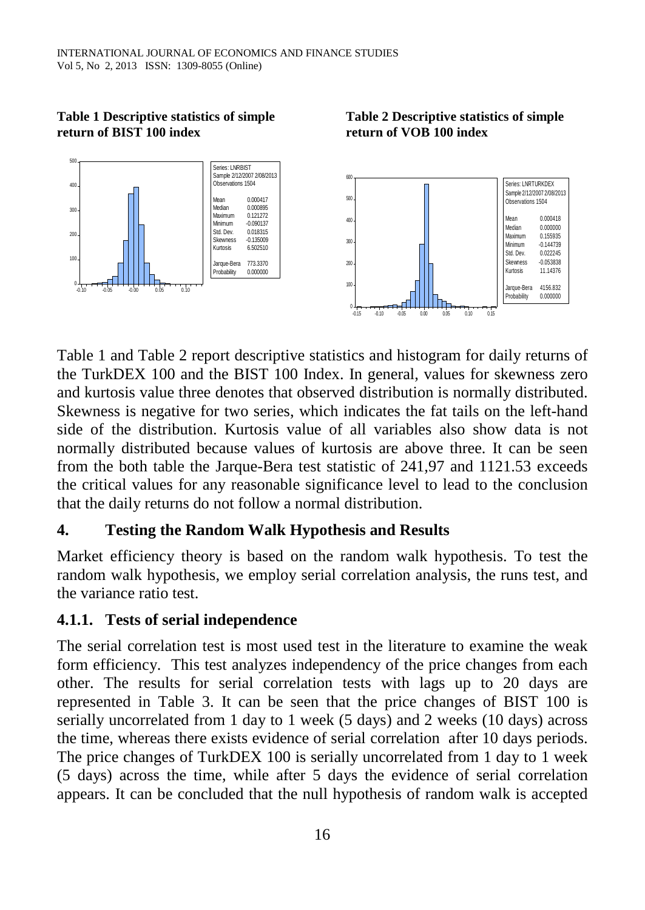**Table 1 Descriptive statistics of simple return of BIST 100 index**

| Series: LNRBIST | |
|---|---|
| Sample 2/12/2007 2/08/2013 | |
| Observations 1504 | |
| Mean | 0.000417 |
| Median | 0.000895 |
| Maximum | 0.121272 |
| Minimum | -0.090137 |
| Std. Dev. | 0.018315 |
| Skewness | -0.135009 |
| Kurtosis | 6.502510 |
| Jarque-Bera | 773.3370 |
| Probability | 0.000000 |

**Table 2 Descriptive statistics of simple return of VOB 100 index**

| Series: LNRTURKDEX | |
|---|---|
| Sample 2/12/2007 2/08/2013 | |
| Observations 1504 | |
| Mean | 0.000418 |
| Median | 0.000000 |
| Maximum | 0.155935 |
| Minimum | -0.144739 |
| Std. Dev. | 0.022245 |
| Skewness | -0.053838 |
| Kurtosis | 11.14376 |
| Jarque-Bera | 4156.832 |
| Probability | 0.000000 |

Table 1 and Table 2 report descriptive statistics and histogram for daily returns of the TurkDEX 100 and the BIST 100 Index. In general, values for skewness zero and kurtosis value three denotes that observed distribution is normally distributed. Skewness is negative for two series, which indicates the fat tails on the left-hand side of the distribution. Kurtosis value of all variables also show data is not normally distributed because values of kurtosis are above three. It can be seen from the both table the Jarque-Bera test statistic of 241,97 and 1121.53 exceeds the critical values for any reasonable significance level to lead to the conclusion that the daily returns do not follow a normal distribution.

## 4. Testing the Random Walk Hypothesis and Results

Market efficiency theory is based on the random walk hypothesis. To test the random walk hypothesis, we employ serial correlation analysis, the runs test, and the variance ratio test.

### 4.1.1. Tests of serial independence

The serial correlation test is most used test in the literature to examine the weak form efficiency. This test analyzes independency of the price changes from each other. The results for serial correlation tests with lags up to 20 days are represented in Table 3. It can be seen that the price changes of BIST 100 is serially uncorrelated from 1 day to 1 week (5 days) and 2 weeks (10 days) across the time, whereas there exists evidence of serial correlation after 10 days periods. The price changes of TurkDEX 100 is serially uncorrelated from 1 day to 1 week (5 days) across the time, while after 5 days the evidence of serial correlation appears. It can be concluded that the null hypothesis of random walk is accepted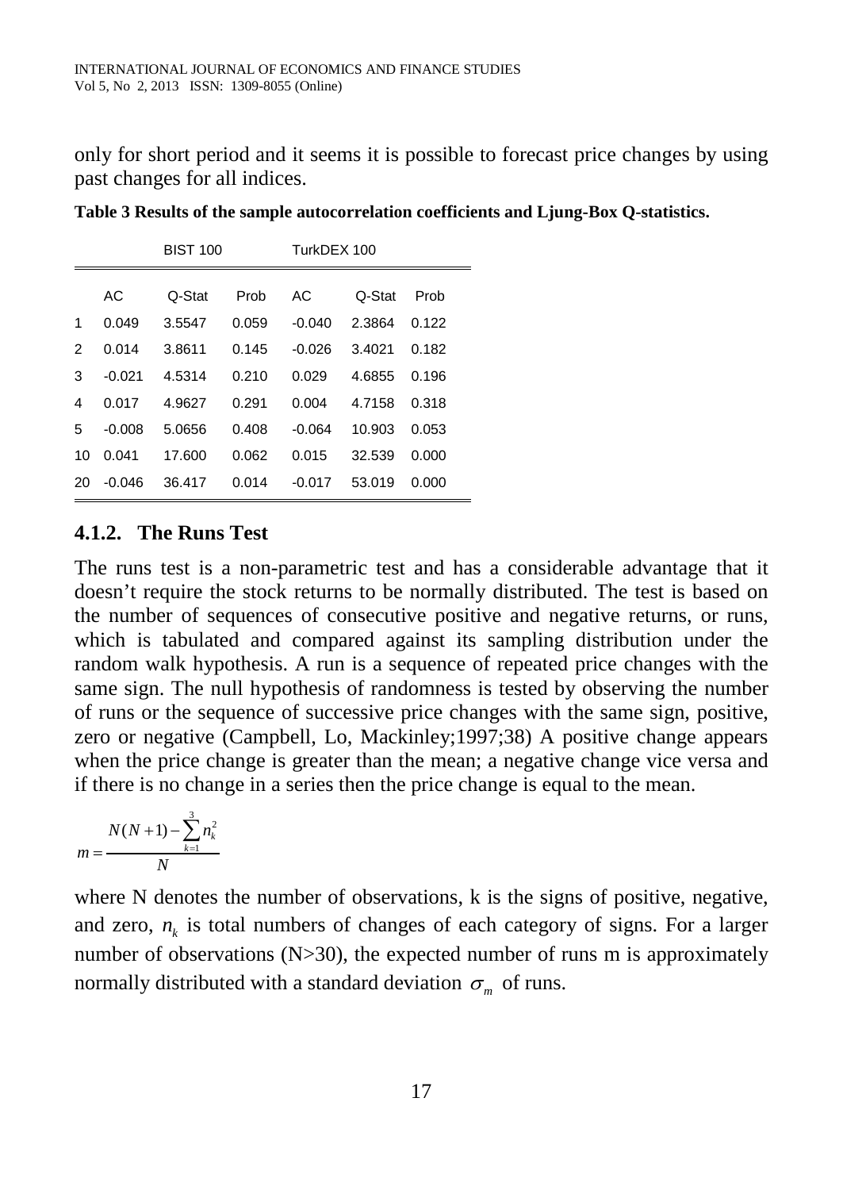only for short period and it seems it is possible to forecast price changes by using past changes for all indices.

**Table 3 Results of the sample autocorrelation coefficients and Ljung-Box Q-statistics.**

| | BIST 100 | | | TurkDEX 100 | | |
|---|---|---|---|---|---|---|
| | AC | Q-Stat | Prob | AC | Q-Stat | Prob |
| 1 | 0.049 | 3.5547 | 0.059 | -0.040 | 2.3864 | 0.122 |
| 2 | 0.014 | 3.8611 | 0.145 | -0.026 | 3.4021 | 0.182 |
| 3 | -0.021 | 4.5314 | 0.210 | 0.029 | 4.6855 | 0.196 |
| 4 | 0.017 | 4.9627 | 0.291 | 0.004 | 4.7158 | 0.318 |
| 5 | -0.008 | 5.0656 | 0.408 | -0.064 | 10.903 | 0.053 |
| 10 | 0.041 | 17.600 | 0.062 | 0.015 | 32.539 | 0.000 |
| 20 | -0.046 | 36.417 | 0.014 | -0.017 | 53.019 | 0.000 |

### 4.1.2. The Runs Test

The runs test is a non-parametric test and has a considerable advantage that it doesn't require the stock returns to be normally distributed. The test is based on the number of sequences of consecutive positive and negative returns, or runs, which is tabulated and compared against its sampling distribution under the random walk hypothesis. A run is a sequence of repeated price changes with the same sign. The null hypothesis of randomness is tested by observing the number of runs or the sequence of successive price changes with the same sign, positive, zero or negative (Campbell, Lo, Mackinley;1997;38) A positive change appears when the price change is greater than the mean; a negative change vice versa and if there is no change in a series then the price change is equal to the mean.

$$m = \frac{N(N+1) - \sum_{k=1}^{3} n_k^2}{N}$$

where N denotes the number of observations, k is the signs of positive, negative, and zero, $n_k$ is total numbers of changes of each category of signs. For a larger number of observations (N>30), the expected number of runs m is approximately normally distributed with a standard deviation $\sigma_m$ of runs.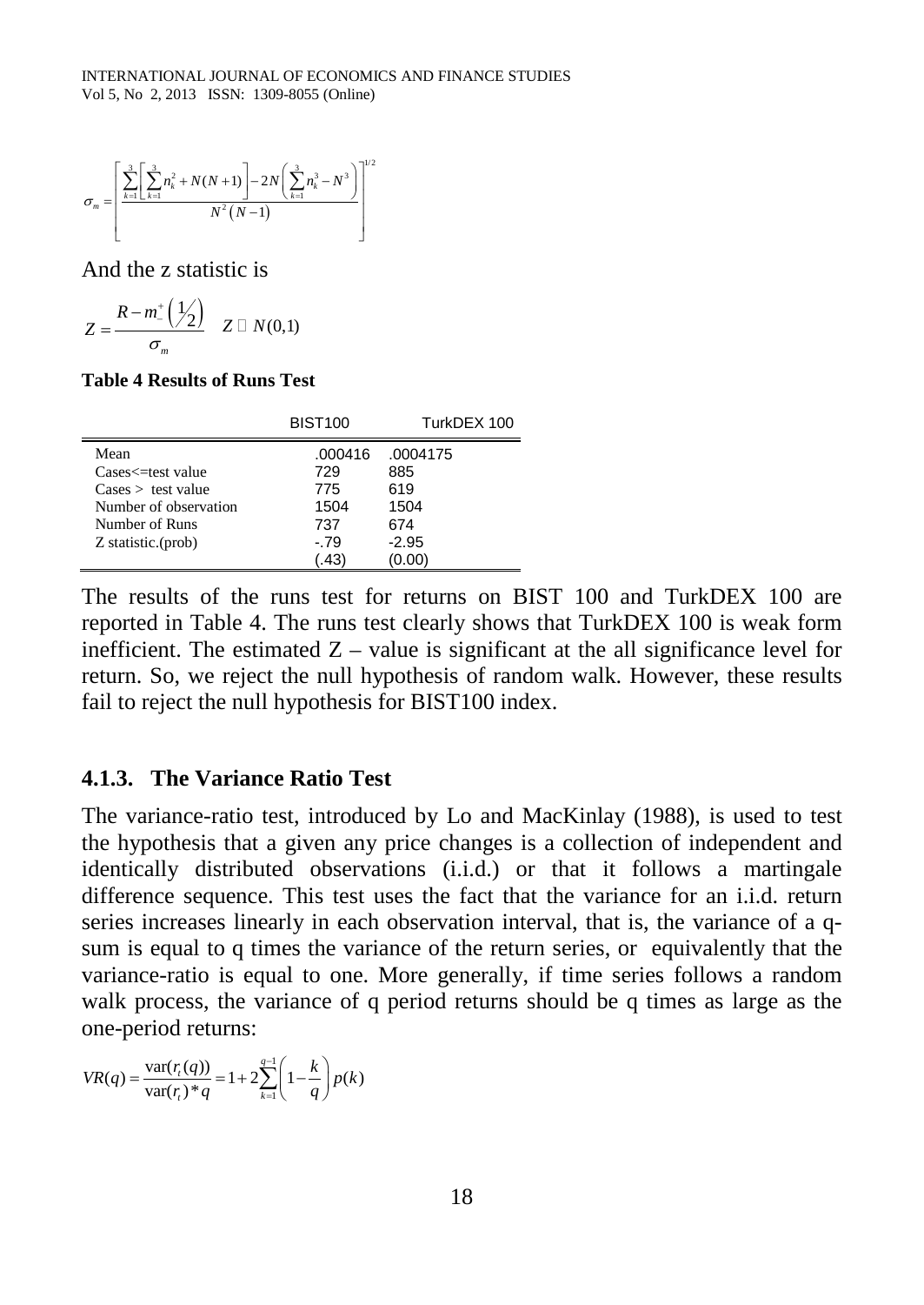$$\sigma_m = \left[ \frac{\sum_{k=1}^{3}\left[\sum_{k=1}^{3} n_k^2 + N(N+1)\right] - 2N\left(\sum_{k=1}^{3} n_k^3 - N^3\right)}{N^2(N-1)} \right]^{1/2}$$

And the z statistic is

$$Z = \frac{R - m_-^+\left(\frac{1}{2}\right)}{\sigma_m} \quad Z \sim N(0,1)$$

**Table 4 Results of Runs Test**

| | BIST100 | TurkDEX 100 |
|---|---|---|
| Mean | .000416 | .0004175 |
| Cases<=test value | 729 | 885 |
| Cases > test value | 775 | 619 |
| Number of observation | 1504 | 1504 |
| Number of Runs | 737 | 674 |
| Z statistic.(prob) | -.79 | -2.95 |
| | (.43) | (0.00) |

The results of the runs test for returns on BIST 100 and TurkDEX 100 are reported in Table 4. The runs test clearly shows that TurkDEX 100 is weak form inefficient. The estimated Z – value is significant at the all significance level for return. So, we reject the null hypothesis of random walk. However, these results fail to reject the null hypothesis for BIST100 index.

### 4.1.3. The Variance Ratio Test

The variance-ratio test, introduced by Lo and MacKinlay (1988), is used to test the hypothesis that a given any price changes is a collection of independent and identically distributed observations (i.i.d.) or that it follows a martingale difference sequence. This test uses the fact that the variance for an i.i.d. return series increases linearly in each observation interval, that is, the variance of a q-sum is equal to q times the variance of the return series, or equivalently that the variance-ratio is equal to one. More generally, if time series follows a random walk process, the variance of q period returns should be q times as large as the one-period returns:

$$VR(q) = \frac{\text{var}(r_t(q))}{\text{var}(r_t) * q} = 1 + 2\sum_{k=1}^{q-1}\left(1 - \frac{k}{q}\right)p(k)$$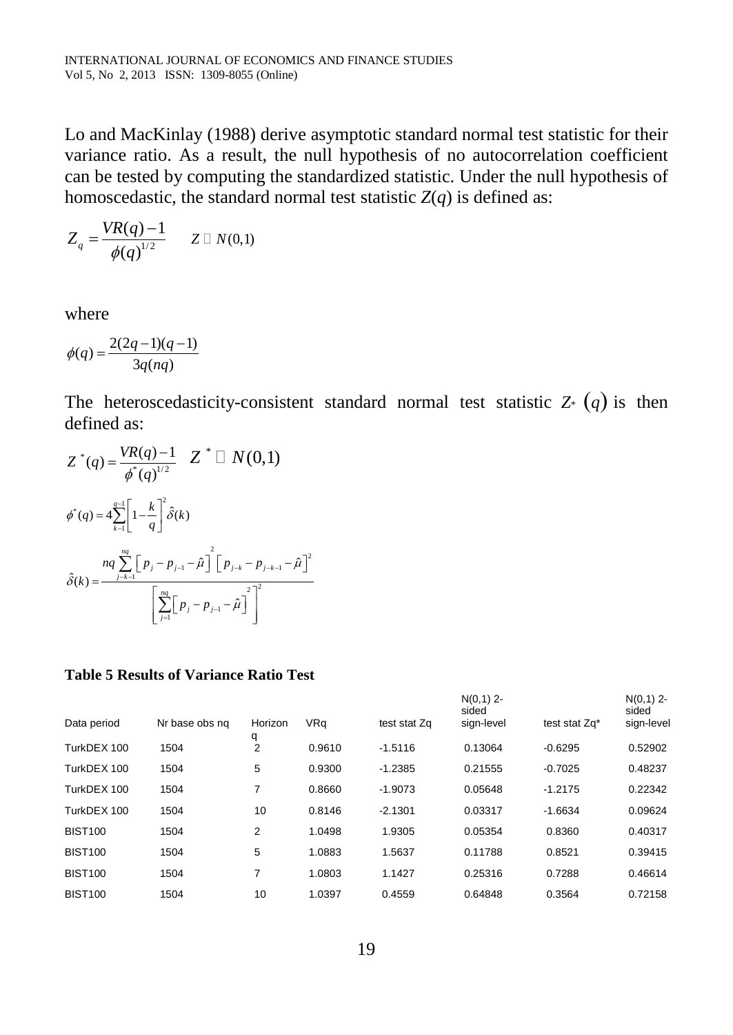Lo and MacKinlay (1988) derive asymptotic standard normal test statistic for their variance ratio. As a result, the null hypothesis of no autocorrelation coefficient can be tested by computing the standardized statistic. Under the null hypothesis of homoscedastic, the standard normal test statistic $Z(q)$ is defined as:

$$Z_q = \frac{VR(q)-1}{\phi(q)^{1/2}} \qquad Z \sim N(0,1)$$

where

$$\phi(q) = \frac{2(2q-1)(q-1)}{3q(nq)}$$

The heteroscedasticity-consistent standard normal test statistic $Z^*(q)$ is then defined as:

$$Z^*(q) = \frac{VR(q)-1}{\phi^*(q)^{1/2}} \quad Z^* \sim N(0,1)$$

$$\phi^*(q) = 4\sum_{k-1}^{q-1}\left[1-\frac{k}{q}\right]^2 \hat{\delta}(k)$$

$$\hat{\delta}(k) = \frac{nq\sum_{j-k-1}^{nq}\left[p_j - p_{j-1} - \hat{\mu}\right]^2 \left[p_{j-k} - p_{j-k-1} - \hat{\mu}\right]^2}{\left[\sum_{j=1}^{nq}\left[p_j - p_{j-1} - \hat{\mu}\right]^2\right]^2}$$

**Table 5 Results of Variance Ratio Test**

| Data period | Nr base obs nq | Horizon q | VRq | test stat Zq | N(0,1) 2-sided sign-level | test stat Zq* | N(0,1) 2-sided sign-level |
|---|---|---|---|---|---|---|---|
| TurkDEX 100 | 1504 | 2 | 0.9610 | -1.5116 | 0.13064 | -0.6295 | 0.52902 |
| TurkDEX 100 | 1504 | 5 | 0.9300 | -1.2385 | 0.21555 | -0.7025 | 0.48237 |
| TurkDEX 100 | 1504 | 7 | 0.8660 | -1.9073 | 0.05648 | -1.2175 | 0.22342 |
| TurkDEX 100 | 1504 | 10 | 0.8146 | -2.1301 | 0.03317 | -1.6634 | 0.09624 |
| BIST100 | 1504 | 2 | 1.0498 | 1.9305 | 0.05354 | 0.8360 | 0.40317 |
| BIST100 | 1504 | 5 | 1.0883 | 1.5637 | 0.11788 | 0.8521 | 0.39415 |
| BIST100 | 1504 | 7 | 1.0803 | 1.1427 | 0.25316 | 0.7288 | 0.46614 |
| BIST100 | 1504 | 10 | 1.0397 | 0.4559 | 0.64848 | 0.3564 | 0.72158 |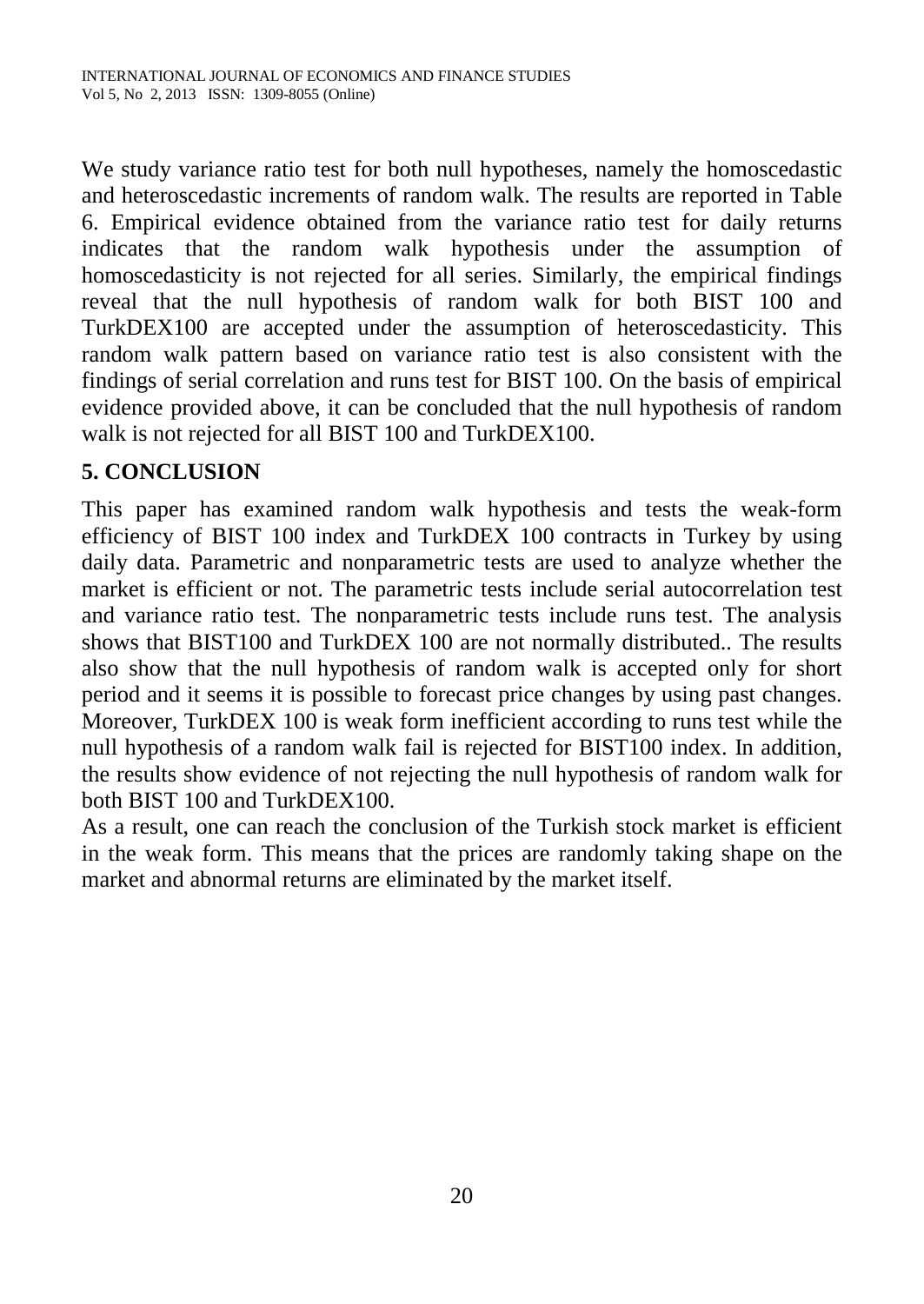We study variance ratio test for both null hypotheses, namely the homoscedastic and heteroscedastic increments of random walk. The results are reported in Table 6. Empirical evidence obtained from the variance ratio test for daily returns indicates that the random walk hypothesis under the assumption of homoscedasticity is not rejected for all series. Similarly, the empirical findings reveal that the null hypothesis of random walk for both BIST 100 and TurkDEX100 are accepted under the assumption of heteroscedasticity. This random walk pattern based on variance ratio test is also consistent with the findings of serial correlation and runs test for BIST 100. On the basis of empirical evidence provided above, it can be concluded that the null hypothesis of random walk is not rejected for all BIST 100 and TurkDEX100.

## 5. CONCLUSION

This paper has examined random walk hypothesis and tests the weak-form efficiency of BIST 100 index and TurkDEX 100 contracts in Turkey by using daily data. Parametric and nonparametric tests are used to analyze whether the market is efficient or not. The parametric tests include serial autocorrelation test and variance ratio test. The nonparametric tests include runs test. The analysis shows that BIST100 and TurkDEX 100 are not normally distributed.. The results also show that the null hypothesis of random walk is accepted only for short period and it seems it is possible to forecast price changes by using past changes. Moreover, TurkDEX 100 is weak form inefficient according to runs test while the null hypothesis of a random walk fail is rejected for BIST100 index. In addition, the results show evidence of not rejecting the null hypothesis of random walk for both BIST 100 and TurkDEX100.

As a result, one can reach the conclusion of the Turkish stock market is efficient in the weak form. This means that the prices are randomly taking shape on the market and abnormal returns are eliminated by the market itself.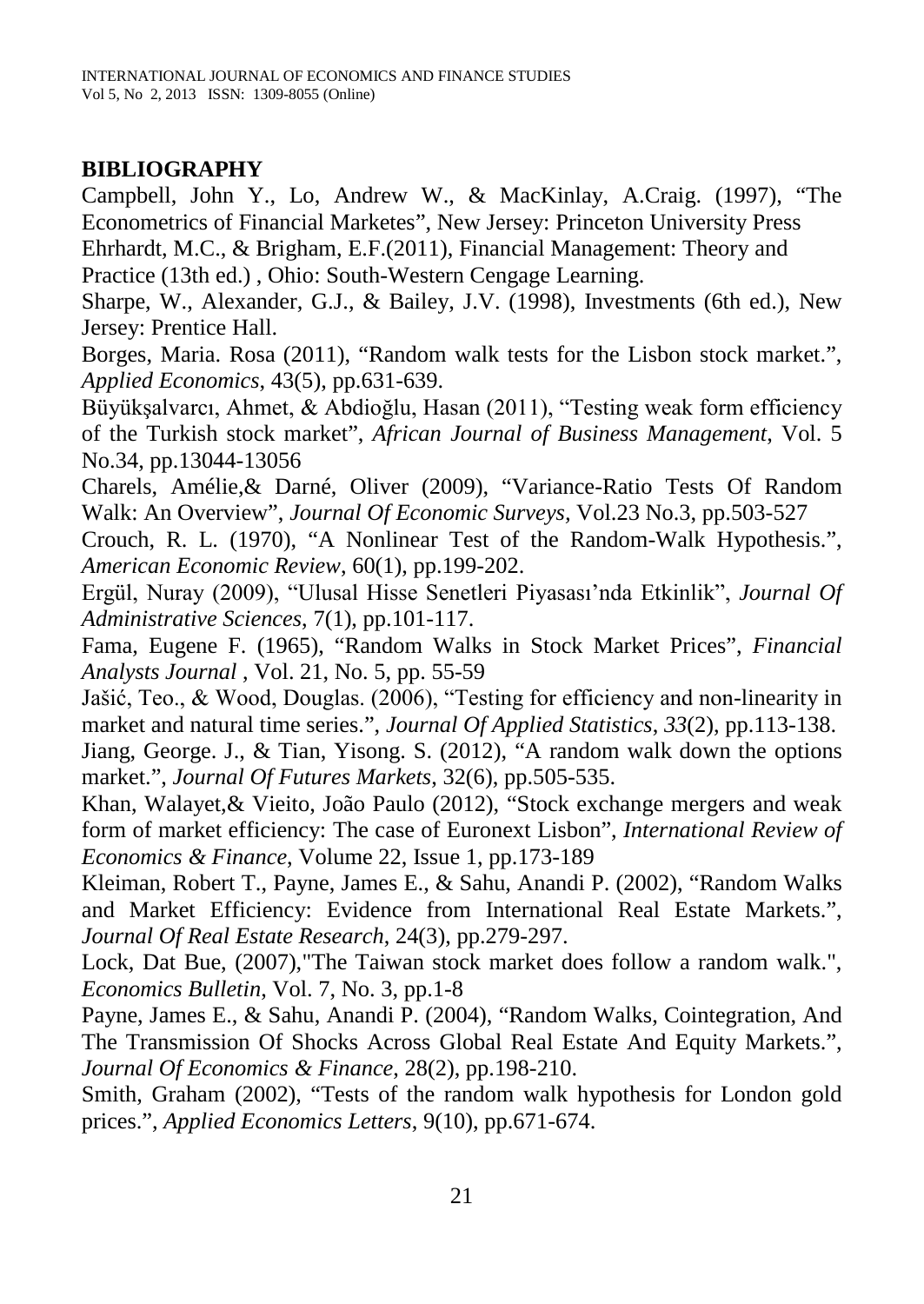## BIBLIOGRAPHY

Campbell, John Y., Lo, Andrew W., & MacKinlay, A.Craig. (1997), "The Econometrics of Financial Marketes", New Jersey: Princeton University Press

Ehrhardt, M.C., & Brigham, E.F.(2011), Financial Management: Theory and Practice (13th ed.) , Ohio: South-Western Cengage Learning.

Sharpe, W., Alexander, G.J., & Bailey, J.V. (1998), Investments (6th ed.), New Jersey: Prentice Hall.

Borges, Maria. Rosa (2011), "Random walk tests for the Lisbon stock market.", *Applied Economics*, 43(5), pp.631-639.

Büyükşalvarcı, Ahmet, & Abdioğlu, Hasan (2011), "Testing weak form efficiency of the Turkish stock market", *African Journal of Business Management*, Vol. 5 No.34, pp.13044-13056

Charels, Amélie,& Darné, Oliver (2009), "Variance-Ratio Tests Of Random Walk: An Overview", *Journal Of Economic Surveys*, Vol.23 No.3, pp.503-527

Crouch, R. L. (1970), "A Nonlinear Test of the Random-Walk Hypothesis.", *American Economic Review*, 60(1), pp.199-202.

Ergül, Nuray (2009), "Ulusal Hisse Senetleri Piyasası'nda Etkinlik", *Journal Of Administrative Sciences*, 7(1), pp.101-117.

Fama, Eugene F. (1965), "Random Walks in Stock Market Prices", *Financial Analysts Journal* , Vol. 21, No. 5, pp. 55-59

Jašić, Teo., & Wood, Douglas. (2006), "Testing for efficiency and non-linearity in market and natural time series.", *Journal Of Applied Statistics*, *33*(2), pp.113-138.

Jiang, George. J., & Tian, Yisong. S. (2012), "A random walk down the options market.", *Journal Of Futures Markets*, 32(6), pp.505-535.

Khan, Walayet,& Vieito, João Paulo (2012), "Stock exchange mergers and weak form of market efficiency: The case of Euronext Lisbon", *International Review of Economics & Finance*, Volume 22, Issue 1, pp.173-189

Kleiman, Robert T., Payne, James E., & Sahu, Anandi P. (2002), "Random Walks and Market Efficiency: Evidence from International Real Estate Markets.", *Journal Of Real Estate Research*, 24(3), pp.279-297.

Lock, Dat Bue, (2007),"The Taiwan stock market does follow a random walk.", *Economics Bulletin*, Vol. 7, No. 3, pp.1-8

Payne, James E., & Sahu, Anandi P. (2004), "Random Walks, Cointegration, And The Transmission Of Shocks Across Global Real Estate And Equity Markets.", *Journal Of Economics & Finance*, 28(2), pp.198-210.

Smith, Graham (2002), "Tests of the random walk hypothesis for London gold prices.", *Applied Economics Letters*, 9(10), pp.671-674.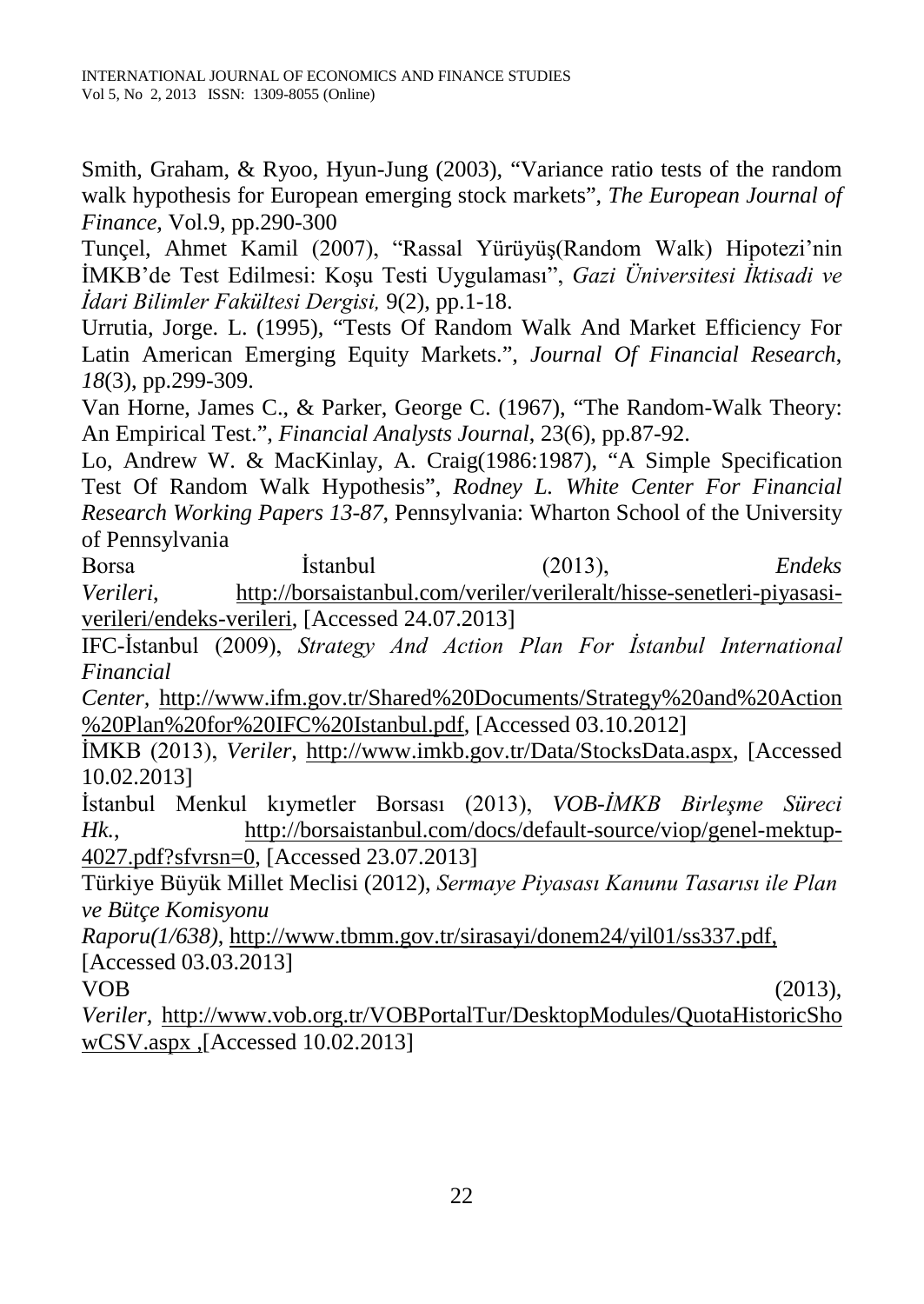Smith, Graham, & Ryoo, Hyun-Jung (2003), "Variance ratio tests of the random walk hypothesis for European emerging stock markets", *The European Journal of Finance*, Vol.9, pp.290-300

Tunçel, Ahmet Kamil (2007), "Rassal Yürüyüş(Random Walk) Hipotezi'nin İMKB'de Test Edilmesi: Koşu Testi Uygulaması", *Gazi Üniversitesi İktisadi ve İdari Bilimler Fakültesi Dergisi,* 9(2), pp.1-18.

Urrutia, Jorge. L. (1995), "Tests Of Random Walk And Market Efficiency For Latin American Emerging Equity Markets.", *Journal Of Financial Research*, *18*(3), pp.299-309.

Van Horne, James C., & Parker, George C. (1967), "The Random-Walk Theory: An Empirical Test.", *Financial Analysts Journal*, 23(6), pp.87-92.

Lo, Andrew W. & MacKinlay, A. Craig(1986:1987), "A Simple Specification Test Of Random Walk Hypothesis", *Rodney L. White Center For Financial Research Working Papers 13-87*, Pennsylvania: Wharton School of the University of Pennsylvania

Borsa İstanbul (2013), *Endeks Verileri*, http://borsaistanbul.com/veriler/verileralt/hisse-senetleri-piyasasi-verileri/endeks-verileri, [Accessed 24.07.2013]

IFC-İstanbul (2009), *Strategy And Action Plan For İstanbul International Financial Center*, http://www.ifm.gov.tr/Shared%20Documents/Strategy%20and%20Action%20Plan%20for%20IFC%20Istanbul.pdf, [Accessed 03.10.2012]

İMKB (2013), *Veriler*, http://www.imkb.gov.tr/Data/StocksData.aspx, [Accessed 10.02.2013]

İstanbul Menkul kıymetler Borsası (2013), *VOB-İMKB Birleşme Süreci Hk.*, http://borsaistanbul.com/docs/default-source/viop/genel-mektup-4027.pdf?sfvrsn=0, [Accessed 23.07.2013]

Türkiye Büyük Millet Meclisi (2012), *Sermaye Piyasası Kanunu Tasarısı ile Plan ve Bütçe Komisyonu Raporu(1/638)*, http://www.tbmm.gov.tr/sirasayi/donem24/yil01/ss337.pdf, [Accessed 03.03.2013]

VOB (2013), *Veriler*, http://www.vob.org.tr/VOBPortalTur/DesktopModules/QuotaHistoricShowCSV.aspx ,[Accessed 10.02.2013]